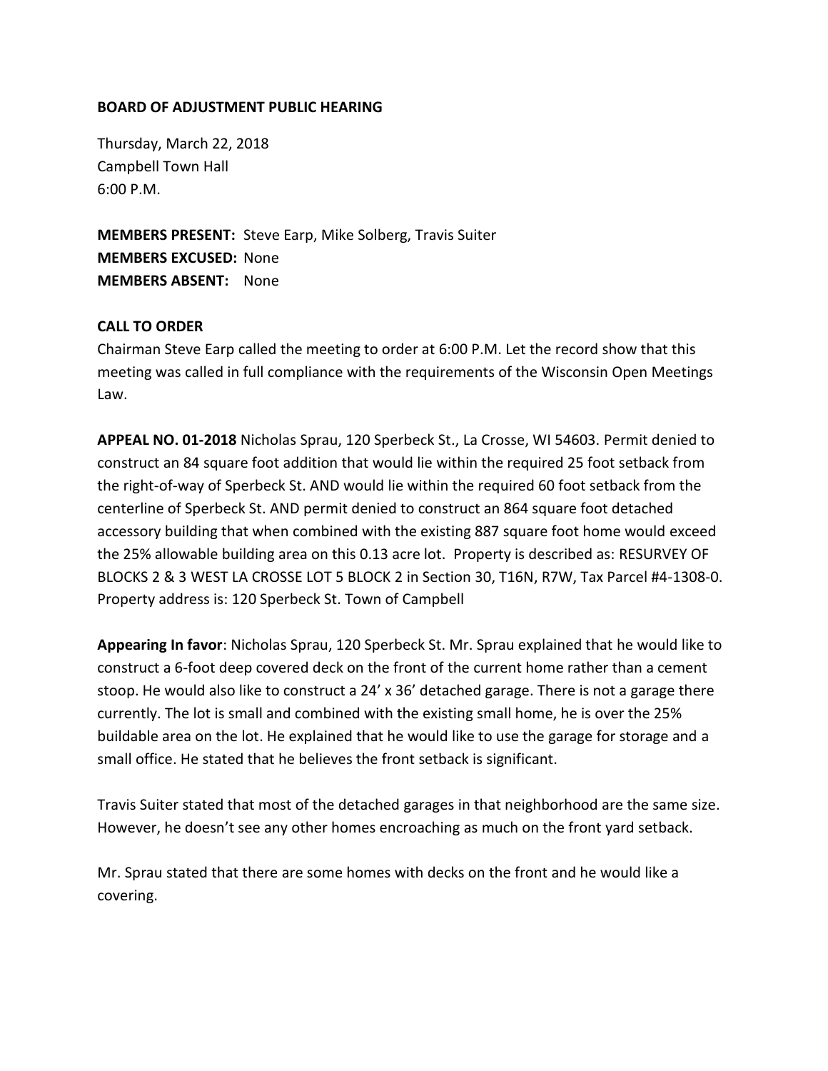**BOARD OF ADJUSTMENT PUBLIC HEARING**

Thursday, March 22, 2018
Campbell Town Hall
6:00 P.M.

**MEMBERS PRESENT:** Steve Earp, Mike Solberg, Travis Suiter
**MEMBERS EXCUSED:** None
**MEMBERS ABSENT:** None

**CALL TO ORDER**

Chairman Steve Earp called the meeting to order at 6:00 P.M. Let the record show that this meeting was called in full compliance with the requirements of the Wisconsin Open Meetings Law.

**APPEAL NO. 01-2018** Nicholas Sprau, 120 Sperbeck St., La Crosse, WI 54603. Permit denied to construct an 84 square foot addition that would lie within the required 25 foot setback from the right-of-way of Sperbeck St. AND would lie within the required 60 foot setback from the centerline of Sperbeck St. AND permit denied to construct an 864 square foot detached accessory building that when combined with the existing 887 square foot home would exceed the 25% allowable building area on this 0.13 acre lot. Property is described as: RESURVEY OF BLOCKS 2 & 3 WEST LA CROSSE LOT 5 BLOCK 2 in Section 30, T16N, R7W, Tax Parcel #4-1308-0. Property address is: 120 Sperbeck St. Town of Campbell

**Appearing In favor**: Nicholas Sprau, 120 Sperbeck St. Mr. Sprau explained that he would like to construct a 6-foot deep covered deck on the front of the current home rather than a cement stoop. He would also like to construct a 24' x 36' detached garage. There is not a garage there currently. The lot is small and combined with the existing small home, he is over the 25% buildable area on the lot. He explained that he would like to use the garage for storage and a small office. He stated that he believes the front setback is significant.

Travis Suiter stated that most of the detached garages in that neighborhood are the same size. However, he doesn't see any other homes encroaching as much on the front yard setback.

Mr. Sprau stated that there are some homes with decks on the front and he would like a covering.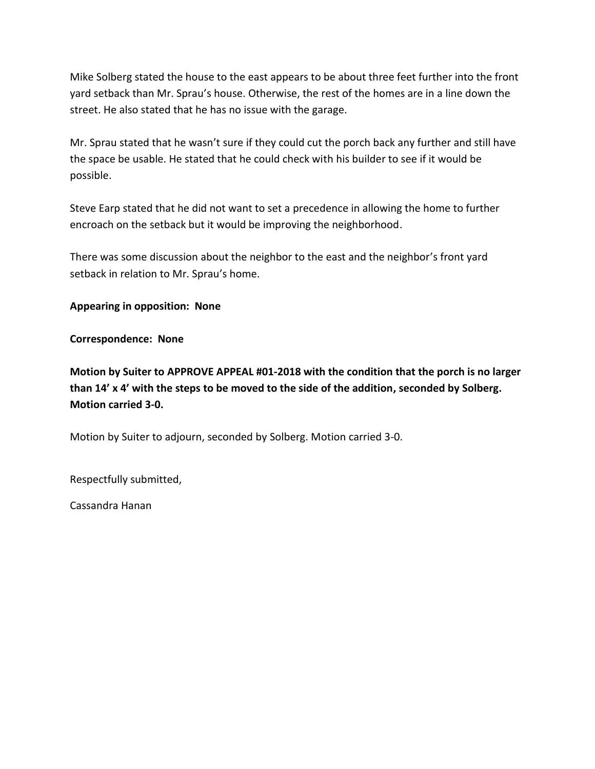Mike Solberg stated the house to the east appears to be about three feet further into the front yard setback than Mr. Sprau's house. Otherwise, the rest of the homes are in a line down the street. He also stated that he has no issue with the garage.

Mr. Sprau stated that he wasn't sure if they could cut the porch back any further and still have the space be usable. He stated that he could check with his builder to see if it would be possible.

Steve Earp stated that he did not want to set a precedence in allowing the home to further encroach on the setback but it would be improving the neighborhood.

There was some discussion about the neighbor to the east and the neighbor's front yard setback in relation to Mr. Sprau's home.

**Appearing in opposition: None**

**Correspondence: None**

**Motion by Suiter to APPROVE APPEAL #01-2018 with the condition that the porch is no larger than 14' x 4' with the steps to be moved to the side of the addition, seconded by Solberg. Motion carried 3-0.**

Motion by Suiter to adjourn, seconded by Solberg. Motion carried 3-0.

Respectfully submitted,

Cassandra Hanan